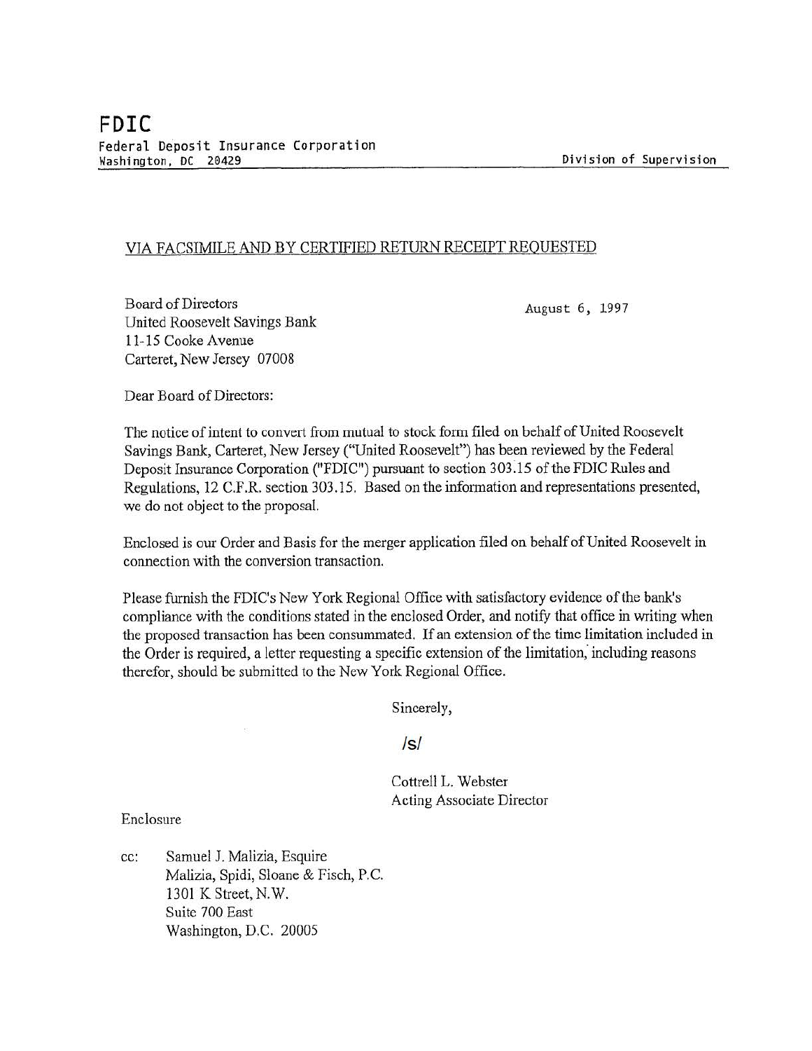# FDIC

Federal Deposit Insurance Corporation
Washington, DC 20429

Division of Supervision

VIA FACSIMILE AND BY CERTIFIED RETURN RECEIPT REQUESTED

Board of Directors
United Roosevelt Savings Bank
11-15 Cooke Avenue
Carteret, New Jersey 07008

August 6, 1997

Dear Board of Directors:

The notice of intent to convert from mutual to stock form filed on behalf of United Roosevelt Savings Bank, Carteret, New Jersey ("United Roosevelt") has been reviewed by the Federal Deposit Insurance Corporation ("FDIC") pursuant to section 303.15 of the FDIC Rules and Regulations, 12 C.F.R. section 303.15. Based on the information and representations presented, we do not object to the proposal.

Enclosed is our Order and Basis for the merger application filed on behalf of United Roosevelt in connection with the conversion transaction.

Please furnish the FDIC's New York Regional Office with satisfactory evidence of the bank's compliance with the conditions stated in the enclosed Order, and notify that office in writing when the proposed transaction has been consummated. If an extension of the time limitation included in the Order is required, a letter requesting a specific extension of the limitation, including reasons therefor, should be submitted to the New York Regional Office.

Sincerely,

/s/

Cottrell L. Webster
Acting Associate Director

Enclosure

cc: Samuel J. Malizia, Esquire
Malizia, Spidi, Sloane & Fisch, P.C.
1301 K Street, N.W.
Suite 700 East
Washington, D.C. 20005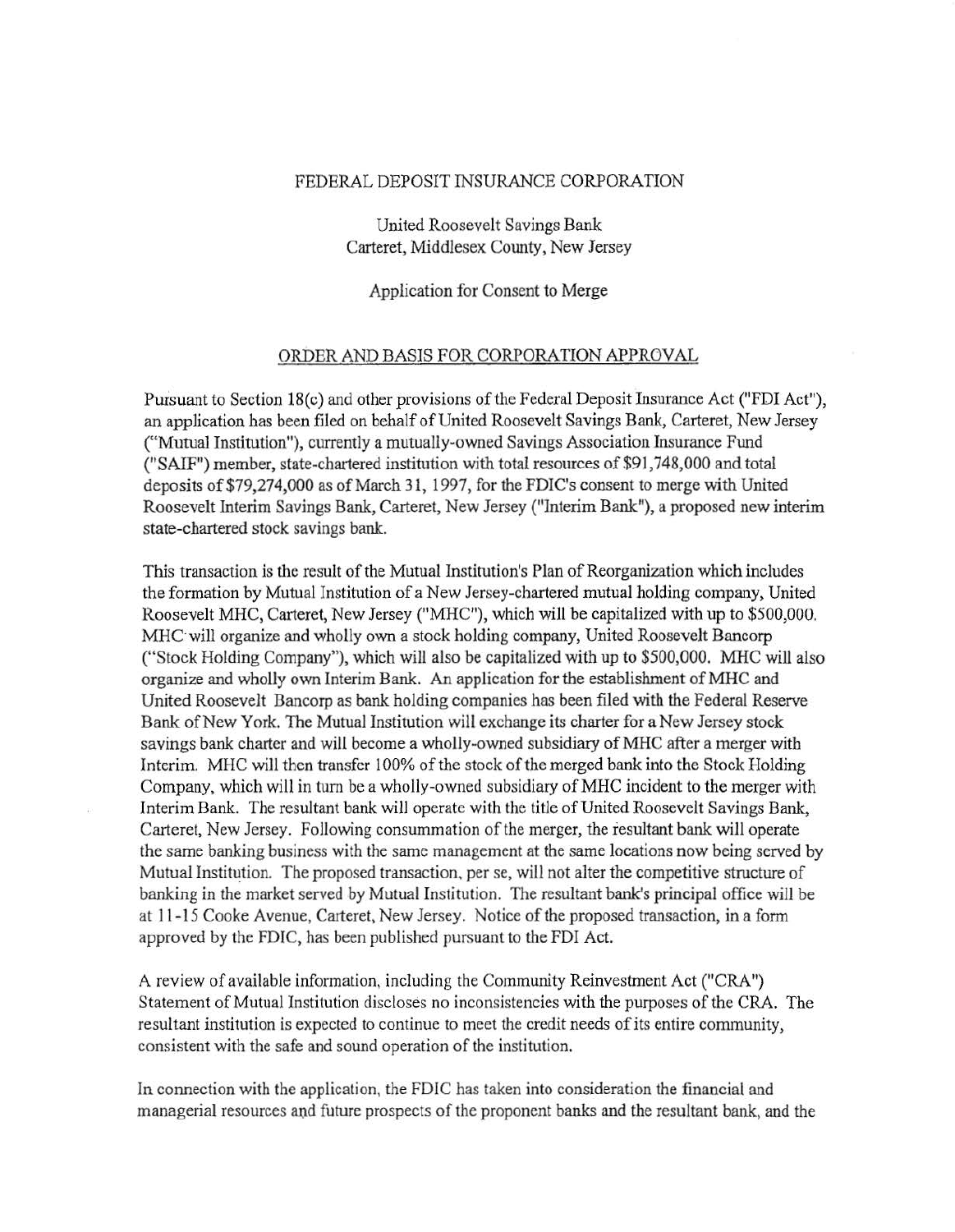FEDERAL DEPOSIT INSURANCE CORPORATION

United Roosevelt Savings Bank
Carteret, Middlesex County, New Jersey

Application for Consent to Merge

ORDER AND BASIS FOR CORPORATION APPROVAL

Pursuant to Section 18(c) and other provisions of the Federal Deposit Insurance Act ("FDI Act"), an application has been filed on behalf of United Roosevelt Savings Bank, Carteret, New Jersey ("Mutual Institution"), currently a mutually-owned Savings Association Insurance Fund ("SAIF") member, state-chartered institution with total resources of \$91,748,000 and total deposits of \$79,274,000 as of March 31, 1997, for the FDIC's consent to merge with United Roosevelt Interim Savings Bank, Carteret, New Jersey ("Interim Bank"), a proposed new interim state-chartered stock savings bank.

This transaction is the result of the Mutual Institution's Plan of Reorganization which includes the formation by Mutual Institution of a New Jersey-chartered mutual holding company, United Roosevelt MHC, Carteret, New Jersey ("MHC"), which will be capitalized with up to \$500,000. MHC will organize and wholly own a stock holding company, United Roosevelt Bancorp ("Stock Holding Company"), which will also be capitalized with up to \$500,000. MHC will also organize and wholly own Interim Bank. An application for the establishment of MHC and United Roosevelt Bancorp as bank holding companies has been filed with the Federal Reserve Bank of New York. The Mutual Institution will exchange its charter for a New Jersey stock savings bank charter and will become a wholly-owned subsidiary of MHC after a merger with Interim. MHC will then transfer 100% of the stock of the merged bank into the Stock Holding Company, which will in turn be a wholly-owned subsidiary of MHC incident to the merger with Interim Bank. The resultant bank will operate with the title of United Roosevelt Savings Bank, Carteret, New Jersey. Following consummation of the merger, the resultant bank will operate the same banking business with the same management at the same locations now being served by Mutual Institution. The proposed transaction, per se, will not alter the competitive structure of banking in the market served by Mutual Institution. The resultant bank's principal office will be at 11-15 Cooke Avenue, Carteret, New Jersey. Notice of the proposed transaction, in a form approved by the FDIC, has been published pursuant to the FDI Act.

A review of available information, including the Community Reinvestment Act ("CRA") Statement of Mutual Institution discloses no inconsistencies with the purposes of the CRA. The resultant institution is expected to continue to meet the credit needs of its entire community, consistent with the safe and sound operation of the institution.

In connection with the application, the FDIC has taken into consideration the financial and managerial resources and future prospects of the proponent banks and the resultant bank, and the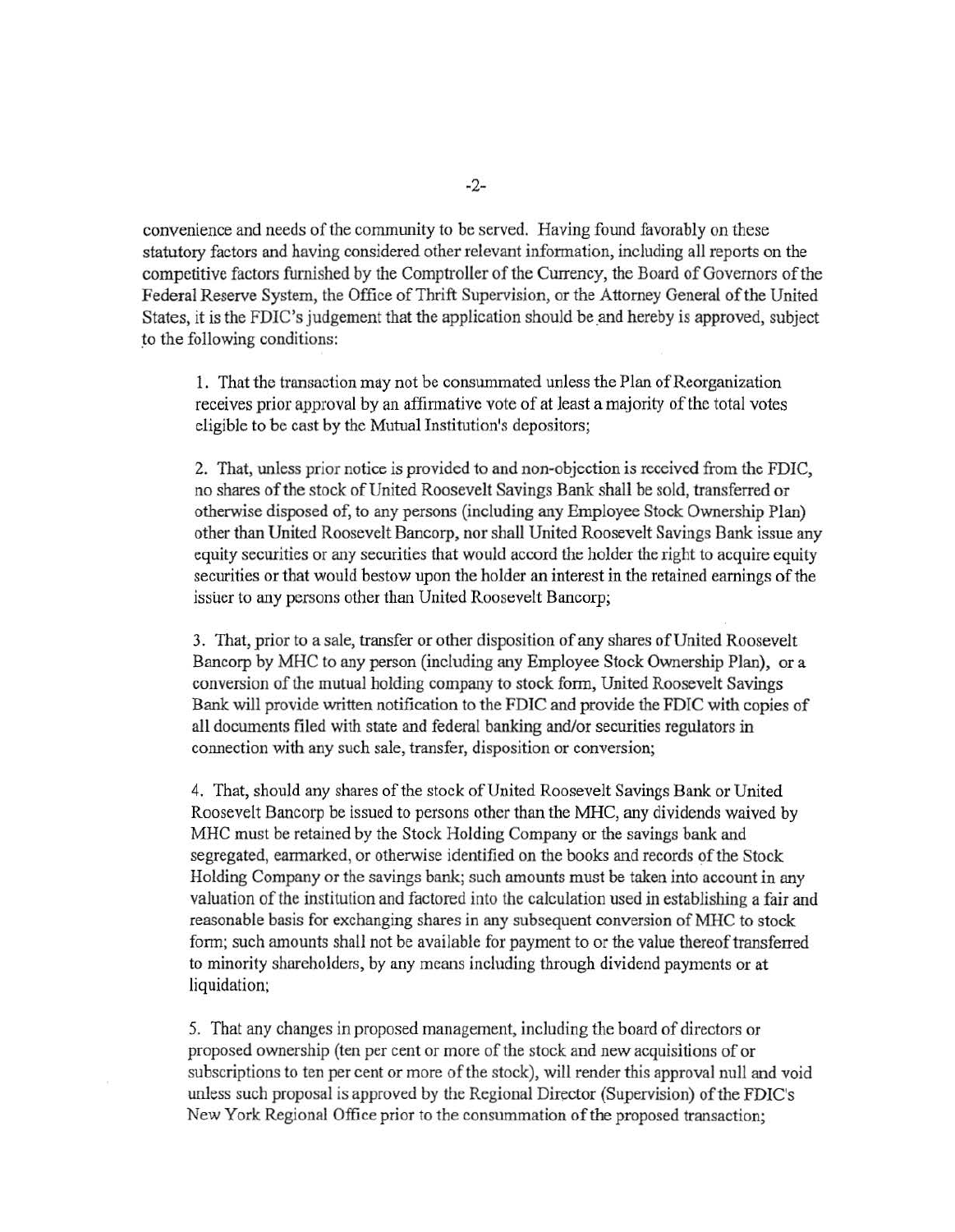convenience and needs of the community to be served. Having found favorably on these statutory factors and having considered other relevant information, including all reports on the competitive factors furnished by the Comptroller of the Currency, the Board of Governors of the Federal Reserve System, the Office of Thrift Supervision, or the Attorney General of the United States, it is the FDIC's judgement that the application should be and hereby is approved, subject to the following conditions:

1. That the transaction may not be consummated unless the Plan of Reorganization receives prior approval by an affirmative vote of at least a majority of the total votes eligible to be cast by the Mutual Institution's depositors;

2. That, unless prior notice is provided to and non-objection is received from the FDIC, no shares of the stock of United Roosevelt Savings Bank shall be sold, transferred or otherwise disposed of, to any persons (including any Employee Stock Ownership Plan) other than United Roosevelt Bancorp, nor shall United Roosevelt Savings Bank issue any equity securities or any securities that would accord the holder the right to acquire equity securities or that would bestow upon the holder an interest in the retained earnings of the issuer to any persons other than United Roosevelt Bancorp;

3. That, prior to a sale, transfer or other disposition of any shares of United Roosevelt Bancorp by MHC to any person (including any Employee Stock Ownership Plan), or a conversion of the mutual holding company to stock form, United Roosevelt Savings Bank will provide written notification to the FDIC and provide the FDIC with copies of all documents filed with state and federal banking and/or securities regulators in connection with any such sale, transfer, disposition or conversion;

4. That, should any shares of the stock of United Roosevelt Savings Bank or United Roosevelt Bancorp be issued to persons other than the MHC, any dividends waived by MHC must be retained by the Stock Holding Company or the savings bank and segregated, earmarked, or otherwise identified on the books and records of the Stock Holding Company or the savings bank; such amounts must be taken into account in any valuation of the institution and factored into the calculation used in establishing a fair and reasonable basis for exchanging shares in any subsequent conversion of MHC to stock form; such amounts shall not be available for payment to or the value thereof transferred to minority shareholders, by any means including through dividend payments or at liquidation;

5. That any changes in proposed management, including the board of directors or proposed ownership (ten per cent or more of the stock and new acquisitions of or subscriptions to ten per cent or more of the stock), will render this approval null and void unless such proposal is approved by the Regional Director (Supervision) of the FDIC's New York Regional Office prior to the consummation of the proposed transaction;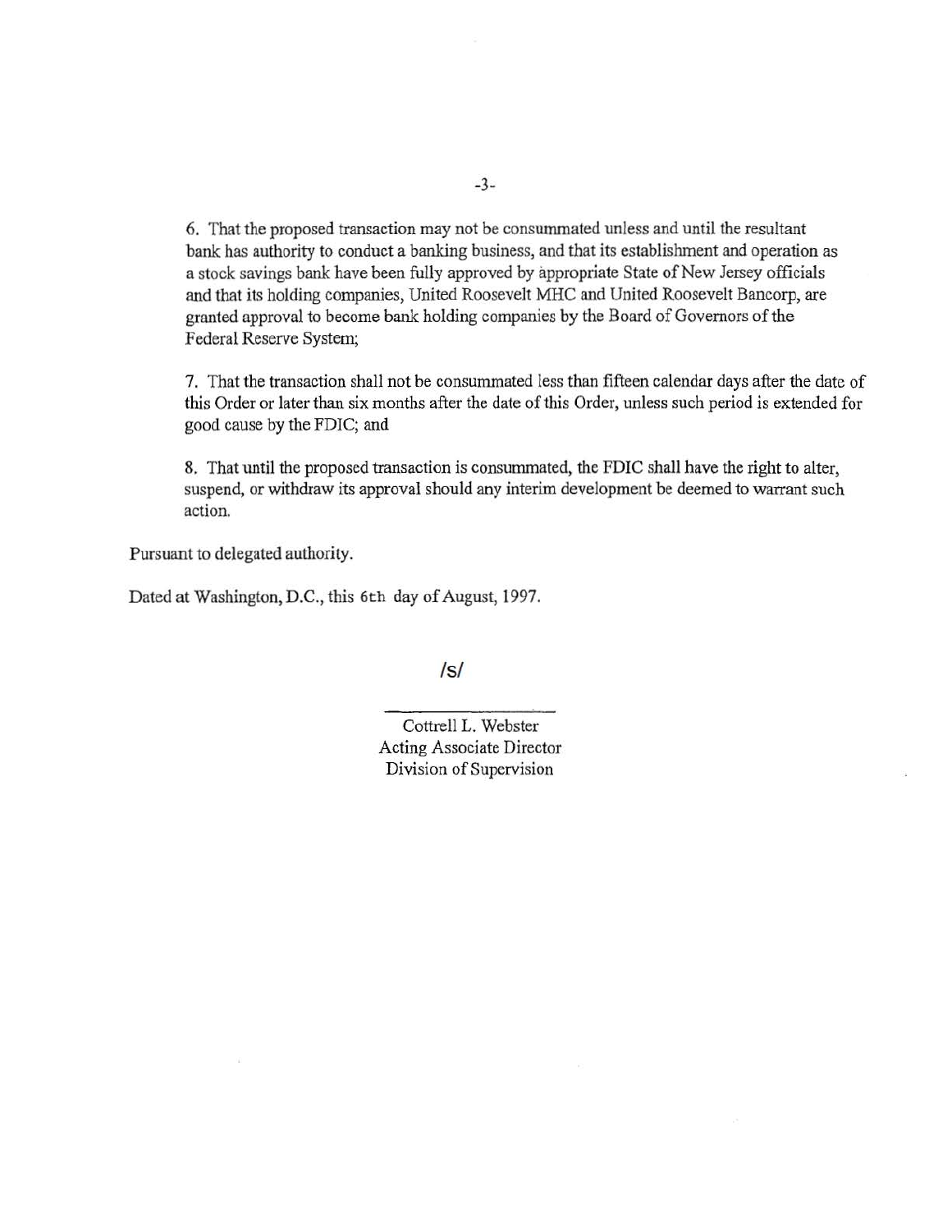6. That the proposed transaction may not be consummated unless and until the resultant bank has authority to conduct a banking business, and that its establishment and operation as a stock savings bank have been fully approved by appropriate State of New Jersey officials and that its holding companies, United Roosevelt MHC and United Roosevelt Bancorp, are granted approval to become bank holding companies by the Board of Governors of the Federal Reserve System;

7. That the transaction shall not be consummated less than fifteen calendar days after the date of this Order or later than six months after the date of this Order, unless such period is extended for good cause by the FDIC; and

8. That until the proposed transaction is consummated, the FDIC shall have the right to alter, suspend, or withdraw its approval should any interim development be deemed to warrant such action.

Pursuant to delegated authority.

Dated at Washington, D.C., this 6th day of August, 1997.

/s/

Cottrell L. Webster
Acting Associate Director
Division of Supervision